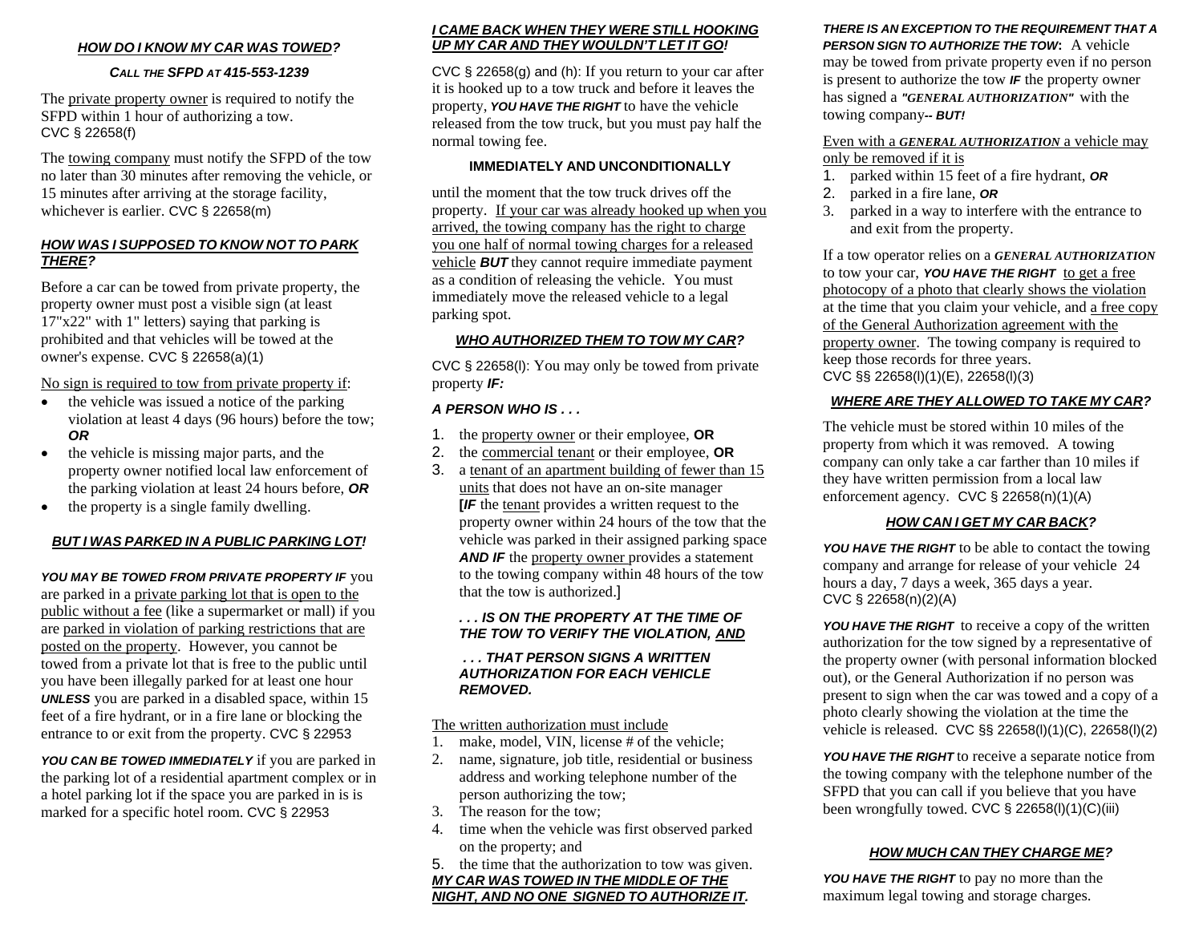### *HOW DO I KNOW MY CAR WAS TOWED?*

***CALL THE SFPD AT 415-553-1239***

The private property owner is required to notify the SFPD within 1 hour of authorizing a tow. CVC § 22658(f)

The towing company must notify the SFPD of the tow no later than 30 minutes after removing the vehicle, or 15 minutes after arriving at the storage facility, whichever is earlier. CVC § 22658(m)

### *HOW WAS I SUPPOSED TO KNOW NOT TO PARK THERE?*

Before a car can be towed from private property, the property owner must post a visible sign (at least 17"x22" with 1" letters) saying that parking is prohibited and that vehicles will be towed at the owner's expense. CVC § 22658(a)(1)

No sign is required to tow from private property if:

- the vehicle was issued a notice of the parking violation at least 4 days (96 hours) before the tow; ***OR***
- the vehicle is missing major parts, and the property owner notified local law enforcement of the parking violation at least 24 hours before, ***OR***
- the property is a single family dwelling.

### *BUT I WAS PARKED IN A PUBLIC PARKING LOT!*

***YOU MAY BE TOWED FROM PRIVATE PROPERTY IF*** you are parked in a private parking lot that is open to the public without a fee (like a supermarket or mall) if you are parked in violation of parking restrictions that are posted on the property. However, you cannot be towed from a private lot that is free to the public until you have been illegally parked for at least one hour ***UNLESS*** you are parked in a disabled space, within 15 feet of a fire hydrant, or in a fire lane or blocking the entrance to or exit from the property. CVC § 22953

***YOU CAN BE TOWED IMMEDIATELY*** if you are parked in the parking lot of a residential apartment complex or in a hotel parking lot if the space you are parked in is is marked for a specific hotel room. CVC § 22953

### *I CAME BACK WHEN THEY WERE STILL HOOKING UP MY CAR AND THEY WOULDN'T LET IT GO!*

CVC § 22658(g) and (h): If you return to your car after it is hooked up to a tow truck and before it leaves the property, ***YOU HAVE THE RIGHT*** to have the vehicle released from the tow truck, but you must pay half the normal towing fee.

**IMMEDIATELY AND UNCONDITIONALLY**

until the moment that the tow truck drives off the property. If your car was already hooked up when you arrived, the towing company has the right to charge you one half of normal towing charges for a released vehicle ***BUT*** they cannot require immediate payment as a condition of releasing the vehicle. You must immediately move the released vehicle to a legal parking spot.

### *WHO AUTHORIZED THEM TO TOW MY CAR?*

CVC § 22658(l): You may only be towed from private property ***IF:***

***A PERSON WHO IS . . .***

1. the property owner or their employee, **OR**
2. the commercial tenant or their employee, **OR**
3. a tenant of an apartment building of fewer than 15 units that does not have an on-site manager **[*IF*** the tenant provides a written request to the property owner within 24 hours of the tow that the vehicle was parked in their assigned parking space ***AND IF*** the property owner provides a statement to the towing company within 48 hours of the tow that the tow is authorized.]

***. . . IS ON THE PROPERTY AT THE TIME OF THE TOW TO VERIFY THE VIOLATION, AND***

***. . . THAT PERSON SIGNS A WRITTEN AUTHORIZATION FOR EACH VEHICLE REMOVED.***

The written authorization must include

1. make, model, VIN, license # of the vehicle;
2. name, signature, job title, residential or business address and working telephone number of the person authorizing the tow;
3. The reason for the tow;
4. time when the vehicle was first observed parked on the property; and
5. the time that the authorization to tow was given.

### *MY CAR WAS TOWED IN THE MIDDLE OF THE NIGHT, AND NO ONE SIGNED TO AUTHORIZE IT.*

***THERE IS AN EXCEPTION TO THE REQUIREMENT THAT A PERSON SIGN TO AUTHORIZE THE TOW:*** A vehicle may be towed from private property even if no person is present to authorize the tow ***IF*** the property owner has signed a ***"GENERAL AUTHORIZATION"*** with the towing company***-- BUT!***

Even with a ***GENERAL AUTHORIZATION*** a vehicle may only be removed if it is

1. parked within 15 feet of a fire hydrant, ***OR***
2. parked in a fire lane, ***OR***
3. parked in a way to interfere with the entrance to and exit from the property.

If a tow operator relies on a ***GENERAL AUTHORIZATION*** to tow your car, ***YOU HAVE THE RIGHT*** to get a free photocopy of a photo that clearly shows the violation at the time that you claim your vehicle, and a free copy of the General Authorization agreement with the property owner. The towing company is required to keep those records for three years. CVC §§ 22658(l)(1)(E), 22658(l)(3)

### *WHERE ARE THEY ALLOWED TO TAKE MY CAR?*

The vehicle must be stored within 10 miles of the property from which it was removed. A towing company can only take a car farther than 10 miles if they have written permission from a local law enforcement agency. CVC § 22658(n)(1)(A)

### *HOW CAN I GET MY CAR BACK?*

***YOU HAVE THE RIGHT*** to be able to contact the towing company and arrange for release of your vehicle 24 hours a day, 7 days a week, 365 days a year. CVC § 22658(n)(2)(A)

***YOU HAVE THE RIGHT*** to receive a copy of the written authorization for the tow signed by a representative of the property owner (with personal information blocked out), or the General Authorization if no person was present to sign when the car was towed and a copy of a photo clearly showing the violation at the time the vehicle is released. CVC §§ 22658(l)(1)(C), 22658(l)(2)

***YOU HAVE THE RIGHT*** to receive a separate notice from the towing company with the telephone number of the SFPD that you can call if you believe that you have been wrongfully towed. CVC § 22658(l)(1)(C)(iii)

### *HOW MUCH CAN THEY CHARGE ME?*

***YOU HAVE THE RIGHT*** to pay no more than the maximum legal towing and storage charges.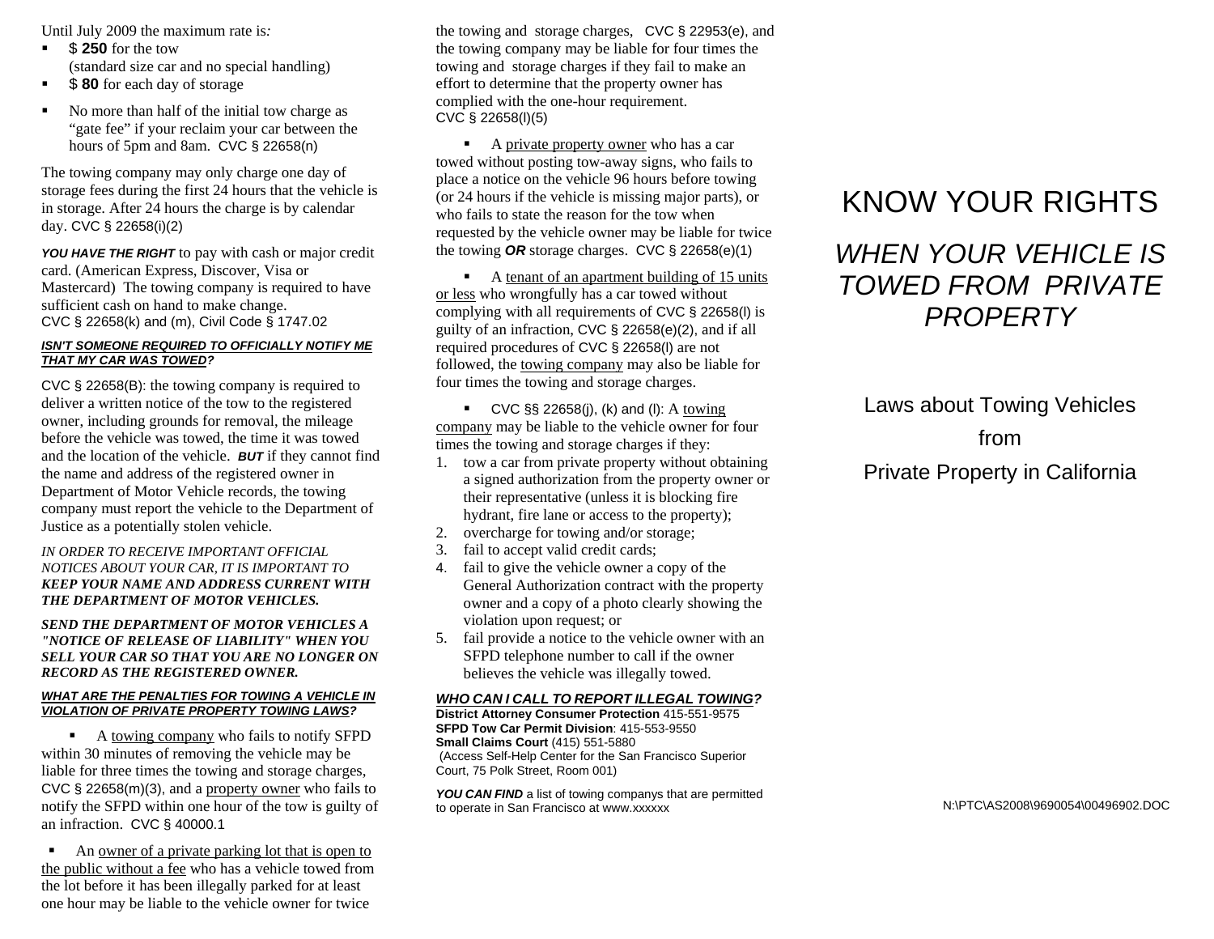Until July 2009 the maximum rate is*:*

- $ **250** for the tow
  (standard size car and no special handling)
- $ **80** for each day of storage
- No more than half of the initial tow charge as "gate fee" if your reclaim your car between the hours of 5pm and 8am. CVC § 22658(n)

The towing company may only charge one day of storage fees during the first 24 hours that the vehicle is in storage. After 24 hours the charge is by calendar day. CVC § 22658(i)(2)

***YOU HAVE THE RIGHT*** to pay with cash or major credit card. (American Express, Discover, Visa or Mastercard) The towing company is required to have sufficient cash on hand to make change.
CVC § 22658(k) and (m), Civil Code § 1747.02

***ISN'T SOMEONE REQUIRED TO OFFICIALLY NOTIFY ME THAT MY CAR WAS TOWED?***

CVC § 22658(B): the towing company is required to deliver a written notice of the tow to the registered owner, including grounds for removal, the mileage before the vehicle was towed, the time it was towed and the location of the vehicle. ***BUT*** if they cannot find the name and address of the registered owner in Department of Motor Vehicle records, the towing company must report the vehicle to the Department of Justice as a potentially stolen vehicle.

*IN ORDER TO RECEIVE IMPORTANT OFFICIAL NOTICES ABOUT YOUR CAR, IT IS IMPORTANT TO* ***KEEP YOUR NAME AND ADDRESS CURRENT WITH THE DEPARTMENT OF MOTOR VEHICLES.***

***SEND THE DEPARTMENT OF MOTOR VEHICLES A "NOTICE OF RELEASE OF LIABILITY" WHEN YOU SELL YOUR CAR SO THAT YOU ARE NO LONGER ON RECORD AS THE REGISTERED OWNER.***

***WHAT ARE THE PENALTIES FOR TOWING A VEHICLE IN VIOLATION OF PRIVATE PROPERTY TOWING LAWS?***

- A towing company who fails to notify SFPD within 30 minutes of removing the vehicle may be liable for three times the towing and storage charges, CVC § 22658(m)(3), and a property owner who fails to notify the SFPD within one hour of the tow is guilty of an infraction. CVC § 40000.1
- An owner of a private parking lot that is open to the public without a fee who has a vehicle towed from the lot before it has been illegally parked for at least one hour may be liable to the vehicle owner for twice the towing and storage charges, CVC § 22953(e), and the towing company may be liable for four times the towing and storage charges if they fail to make an effort to determine that the property owner has complied with the one-hour requirement.
  CVC § 22658(l)(5)
- A private property owner who has a car towed without posting tow-away signs, who fails to place a notice on the vehicle 96 hours before towing (or 24 hours if the vehicle is missing major parts), or who fails to state the reason for the tow when requested by the vehicle owner may be liable for twice the towing ***OR*** storage charges. CVC § 22658(e)(1)
- A tenant of an apartment building of 15 units or less who wrongfully has a car towed without complying with all requirements of CVC § 22658(l) is guilty of an infraction, CVC § 22658(e)(2), and if all required procedures of CVC § 22658(l) are not followed, the towing company may also be liable for four times the towing and storage charges.
- CVC §§ 22658(j), (k) and (l): A towing company may be liable to the vehicle owner for four times the towing and storage charges if they:

1. tow a car from private property without obtaining a signed authorization from the property owner or their representative (unless it is blocking fire hydrant, fire lane or access to the property);
2. overcharge for towing and/or storage;
3. fail to accept valid credit cards;
4. fail to give the vehicle owner a copy of the General Authorization contract with the property owner and a copy of a photo clearly showing the violation upon request; or
5. fail provide a notice to the vehicle owner with an SFPD telephone number to call if the owner believes the vehicle was illegally towed.

***WHO CAN I CALL TO REPORT ILLEGAL TOWING?***

**District Attorney Consumer Protection** 415-551-9575
**SFPD Tow Car Permit Division**: 415-553-9550
**Small Claims Court** (415) 551-5880
(Access Self-Help Center for the San Francisco Superior Court, 75 Polk Street, Room 001)

***YOU CAN FIND*** a list of towing companys that are permitted to operate in San Francisco at www.xxxxxx

# KNOW YOUR RIGHTS

## *WHEN YOUR VEHICLE IS TOWED FROM PRIVATE PROPERTY*

Laws about Towing Vehicles

from

Private Property in California

N:\PTC\AS2008\9690054\00496902.DOC